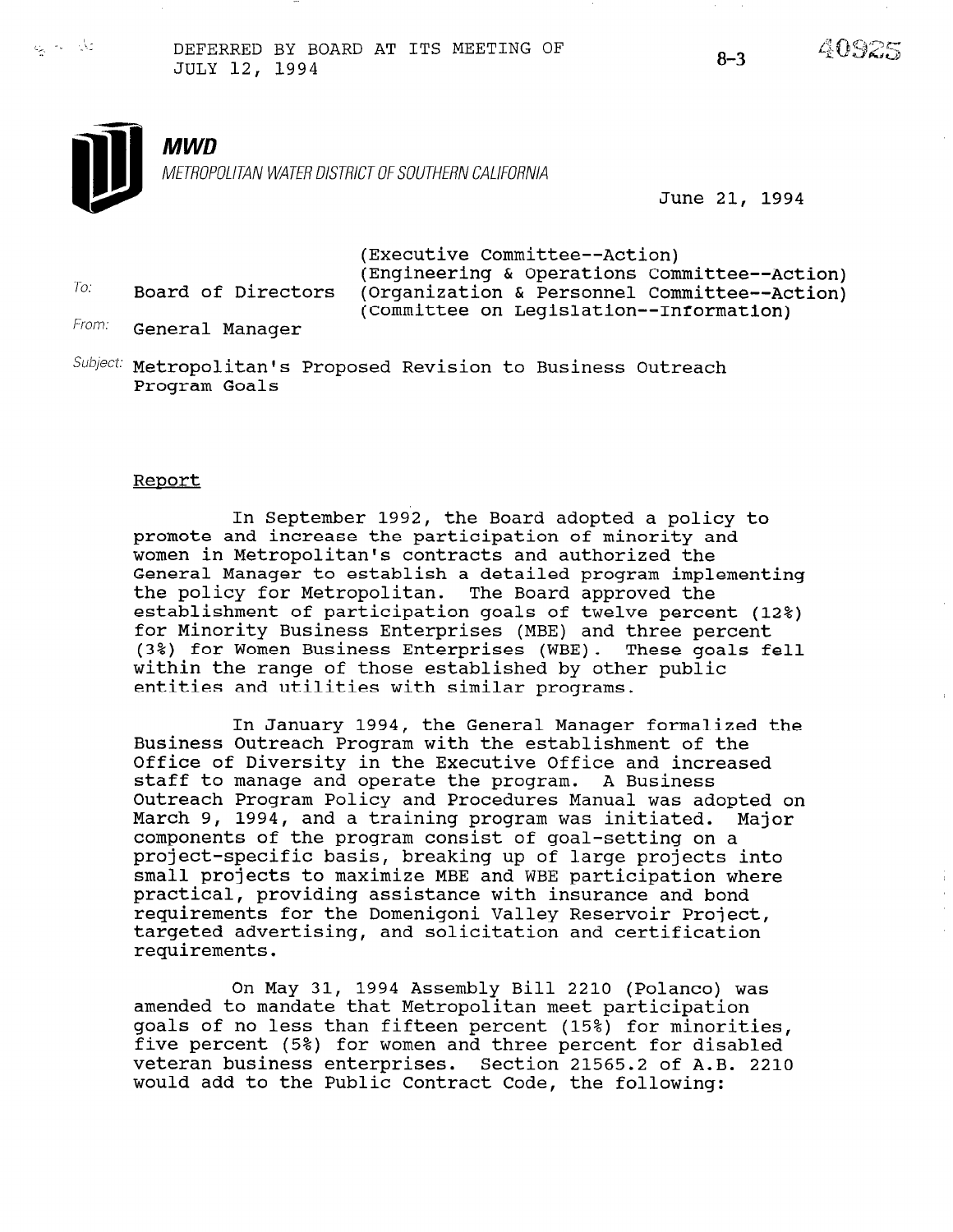DEFERRED BY BOARD AT ITS MEETING OF JULY 12, 1994

8-3

40925

**MWD**

METROPOLITAN WATER DISTRICT OF SOUTHERN CALIFORNIA

June 21, 1994

To: Board of Directors (Executive Committee--Action) (Engineering & Operations Committee--Action) (Organization & Personnel Committee--Action) (Committee on Legislation--Information)

From: General Manager

Subject: Metropolitan's Proposed Revision to Business Outreach Program Goals

## Report

In September 1992, the Board adopted a policy to promote and increase the participation of minority and women in Metropolitan's contracts and authorized the General Manager to establish a detailed program implementing the policy for Metropolitan. The Board approved the establishment of participation goals of twelve percent (12%) for Minority Business Enterprises (MBE) and three percent (3%) for Women Business Enterprises (WBE). These goals fell within the range of those established by other public entities and utilities with similar programs.

In January 1994, the General Manager formalized the Business Outreach Program with the establishment of the Office of Diversity in the Executive Office and increased staff to manage and operate the program. A Business Outreach Program Policy and Procedures Manual was adopted on March 9, 1994, and a training program was initiated. Major components of the program consist of goal-setting on a project-specific basis, breaking up of large projects into small projects to maximize MBE and WBE participation where practical, providing assistance with insurance and bond requirements for the Domenigoni Valley Reservoir Project, targeted advertising, and solicitation and certification requirements.

On May 31, 1994 Assembly Bill 2210 (Polanco) was amended to mandate that Metropolitan meet participation goals of no less than fifteen percent (15%) for minorities, five percent (5%) for women and three percent for disabled veteran business enterprises. Section 21565.2 of A.B. 2210 would add to the Public Contract Code, the following: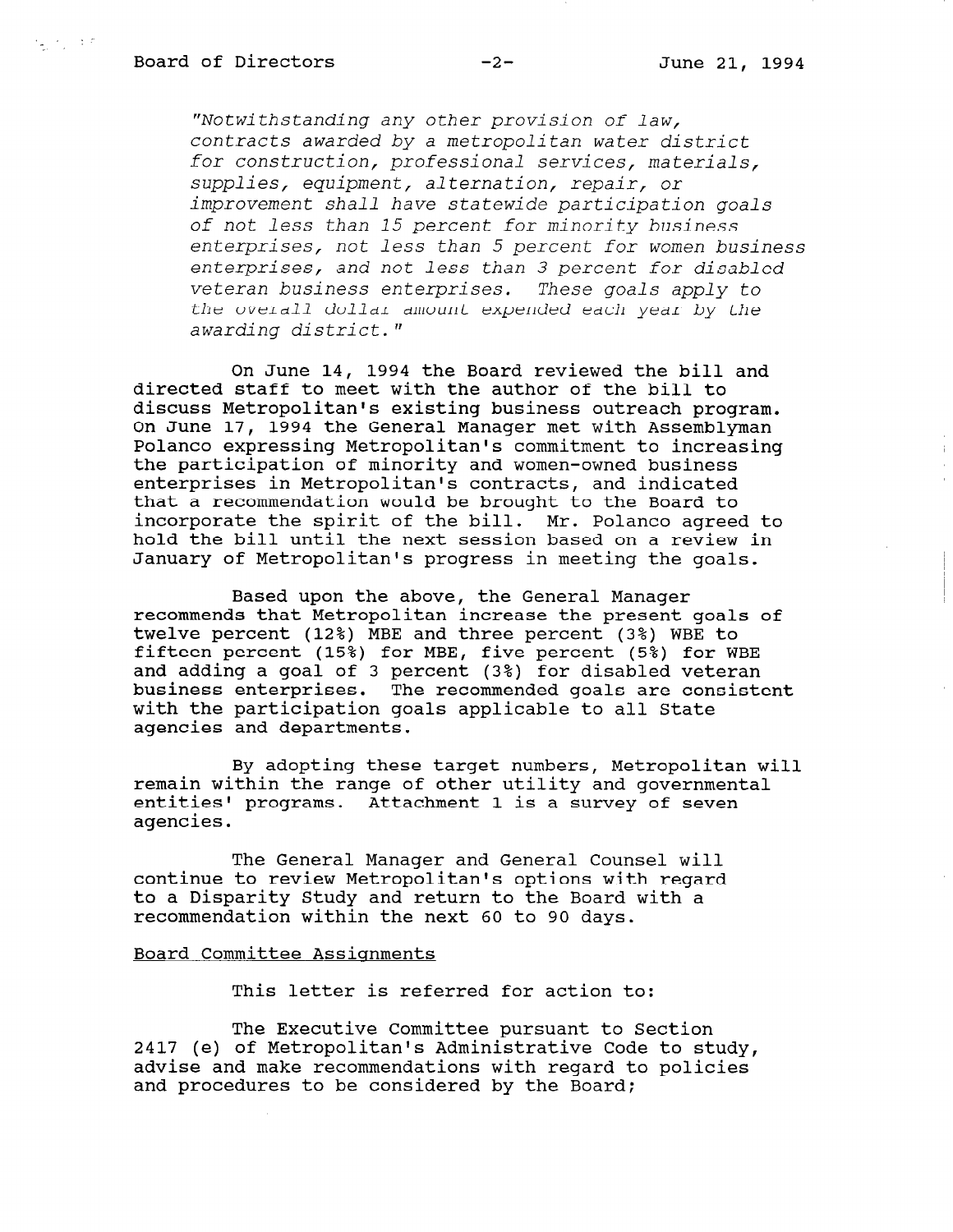*"Notwithstanding any other provision of law, contracts awarded by a metropolitan water district for construction, professional services, materials, supplies, equipment, alternation, repair, or improvement shall have statewide participation goals of not less than 15 percent for minority business enterprises, not less than 5 percent for women business enterprises, and not less than 3 percent for disabled veteran business enterprises. These goals apply to the overall dollar amount expended each year by the awarding district."*

On June 14, 1994 the Board reviewed the bill and directed staff to meet with the author of the bill to discuss Metropolitan's existing business outreach program. On June 17, 1994 the General Manager met with Assemblyman Polanco expressing Metropolitan's commitment to increasing the participation of minority and women-owned business enterprises in Metropolitan's contracts, and indicated that a recommendation would be brought to the Board to incorporate the spirit of the bill. Mr. Polanco agreed to hold the bill until the next session based on a review in January of Metropolitan's progress in meeting the goals.

Based upon the above, the General Manager recommends that Metropolitan increase the present goals of twelve percent (12%) MBE and three percent (3%) WBE to fifteen percent (15%) for MBE, five percent (5%) for WBE and adding a goal of 3 percent (3%) for disabled veteran business enterprises. The recommended goals are consistent with the participation goals applicable to all State agencies and departments.

By adopting these target numbers, Metropolitan will remain within the range of other utility and governmental entities' programs. Attachment 1 is a survey of seven agencies.

The General Manager and General Counsel will continue to review Metropolitan's options with regard to a Disparity Study and return to the Board with a recommendation within the next 60 to 90 days.

Board Committee Assignments

This letter is referred for action to:

The Executive Committee pursuant to Section 2417 (e) of Metropolitan's Administrative Code to study, advise and make recommendations with regard to policies and procedures to be considered by the Board;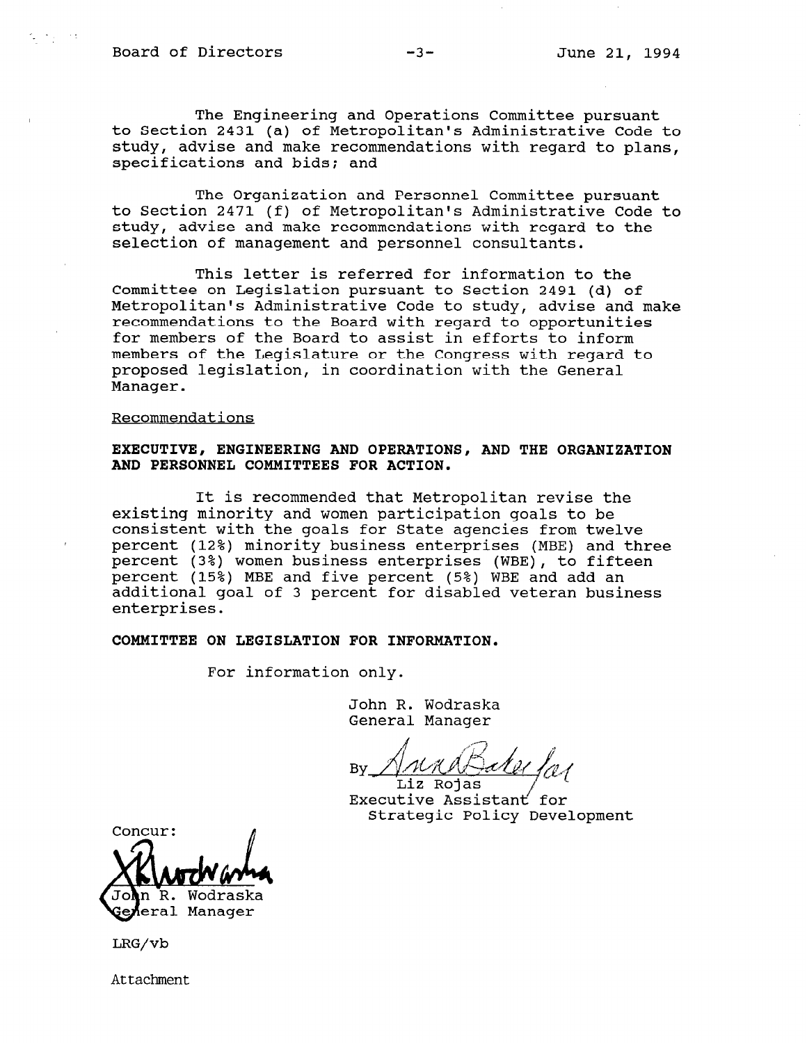The Engineering and Operations Committee pursuant to Section 2431 (a) of Metropolitan's Administrative Code to study, advise and make recommendations with regard to plans, specifications and bids; and

The Organization and Personnel Committee pursuant to Section 2471 (f) of Metropolitan's Administrative Code to study, advise and make recommendations with regard to the selection of management and personnel consultants.

This letter is referred for information to the Committee on Legislation pursuant to Section 2491 (d) of Metropolitan's Administrative Code to study, advise and make recommendations to the Board with regard to opportunities for members of the Board to assist in efforts to inform members of the Legislature or the Congress with regard to proposed legislation, in coordination with the General Manager.

Recommendations

**EXECUTIVE, ENGINEERING AND OPERATIONS, AND THE ORGANIZATION AND PERSONNEL COMMITTEES FOR ACTION.**

It is recommended that Metropolitan revise the existing minority and women participation goals to be consistent with the goals for State agencies from twelve percent (12%) minority business enterprises (MBE) and three percent (3%) women business enterprises (WBE), to fifteen percent (15%) MBE and five percent (5%) WBE and add an additional goal of 3 percent for disabled veteran business enterprises.

**COMMITTEE ON LEGISLATION FOR INFORMATION.**

For information only.

John R. Wodraska
General Manager

By *[signature]* for
Liz Rojas
Executive Assistant for
Strategic Policy Development

Concur: *[signature]*
John R. Wodraska
General Manager

LRG/vb

Attachment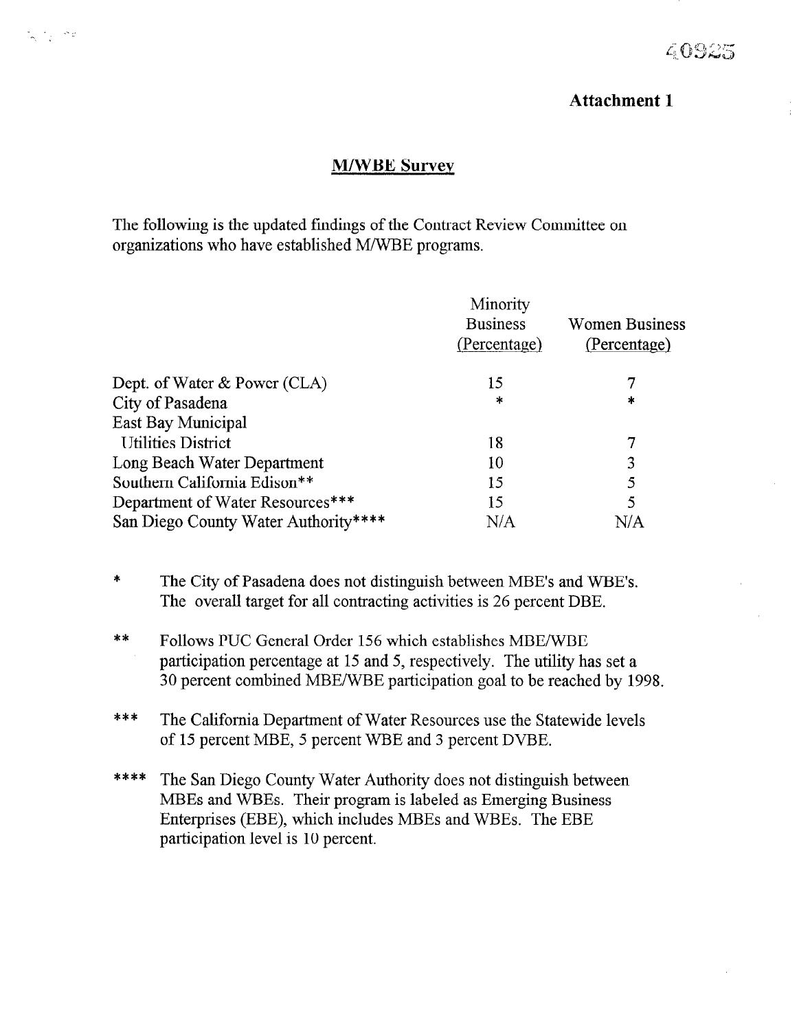**Attachment 1**

## M/WBE Survey

The following is the updated findings of the Contract Review Committee on organizations who have established M/WBE programs.

| | Minority Business (Percentage) | Women Business (Percentage) |
|---|---|---|
| Dept. of Water & Power (CLA) | 15 | 7 |
| City of Pasadena | * | * |
| East Bay Municipal Utilities District | 18 | 7 |
| Long Beach Water Department | 10 | 3 |
| Southern California Edison** | 15 | 5 |
| Department of Water Resources*** | 15 | 5 |
| San Diego County Water Authority**** | N/A | N/A |

\* The City of Pasadena does not distinguish between MBE's and WBE's. The overall target for all contracting activities is 26 percent DBE.

\*\* Follows PUC General Order 156 which establishes MBE/WBE participation percentage at 15 and 5, respectively. The utility has set a 30 percent combined MBE/WBE participation goal to be reached by 1998.

\*\*\* The California Department of Water Resources use the Statewide levels of 15 percent MBE, 5 percent WBE and 3 percent DVBE.

\*\*\*\* The San Diego County Water Authority does not distinguish between MBEs and WBEs. Their program is labeled as Emerging Business Enterprises (EBE), which includes MBEs and WBEs. The EBE participation level is 10 percent.